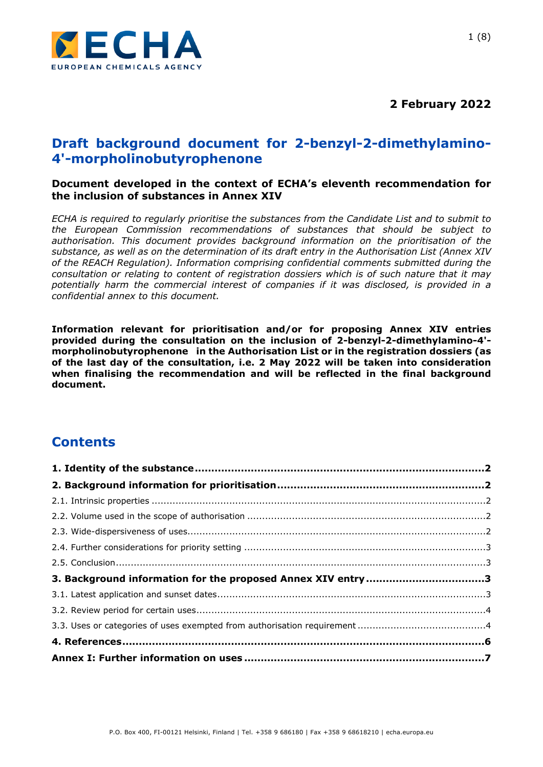**2 February 2022**

# Draft background document for 2-benzyl-2-dimethylamino-4'-morpholinobutyrophenone

**Document developed in the context of ECHA's eleventh recommendation for the inclusion of substances in Annex XIV**

*ECHA is required to regularly prioritise the substances from the Candidate List and to submit to the European Commission recommendations of substances that should be subject to authorisation. This document provides background information on the prioritisation of the substance, as well as on the determination of its draft entry in the Authorisation List (Annex XIV of the REACH Regulation). Information comprising confidential comments submitted during the consultation or relating to content of registration dossiers which is of such nature that it may potentially harm the commercial interest of companies if it was disclosed, is provided in a confidential annex to this document.*

**Information relevant for prioritisation and/or for proposing Annex XIV entries provided during the consultation on the inclusion of 2-benzyl-2-dimethylamino-4'-morpholinobutyrophenone in the Authorisation List or in the registration dossiers (as of the last day of the consultation, i.e. 2 May 2022 will be taken into consideration when finalising the recommendation and will be reflected in the final background document.**

## Contents

**1. Identity of the substance** ..... **2**

**2. Background information for prioritisation** ..... **2**

2.1. Intrinsic properties ..... 2

2.2. Volume used in the scope of authorisation ..... 2

2.3. Wide-dispersiveness of uses ..... 2

2.4. Further considerations for priority setting ..... 3

2.5. Conclusion ..... 3

**3. Background information for the proposed Annex XIV entry** ..... **3**

3.1. Latest application and sunset dates ..... 3

3.2. Review period for certain uses ..... 4

3.3. Uses or categories of uses exempted from authorisation requirement ..... 4

**4. References** ..... **6**

**Annex I: Further information on uses** ..... **7**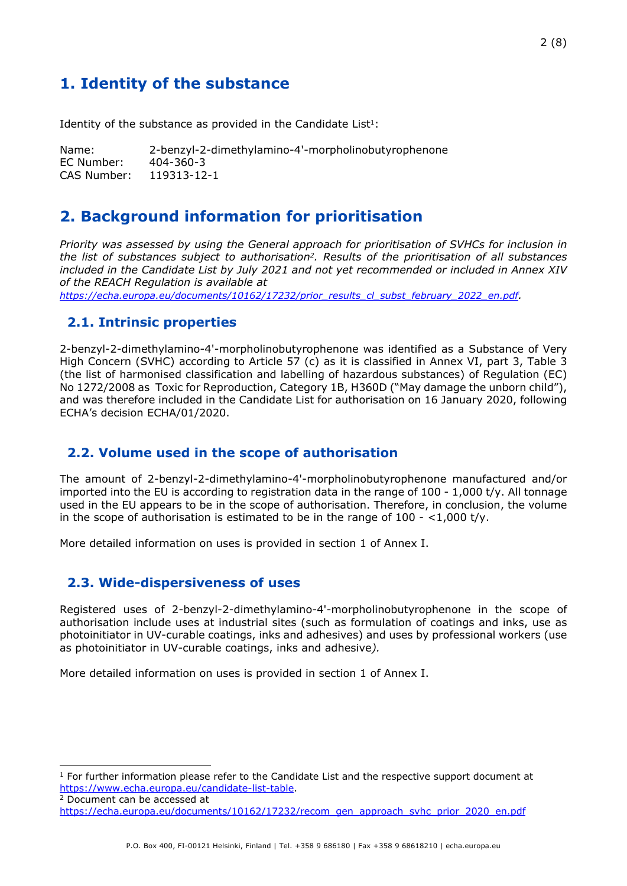# 1. Identity of the substance

Identity of the substance as provided in the Candidate List[1]:

Name: 2-benzyl-2-dimethylamino-4'-morpholinobutyrophenone
EC Number: 404-360-3
CAS Number: 119313-12-1

# 2. Background information for prioritisation

*Priority was assessed by using the General approach for prioritisation of SVHCs for inclusion in the list of substances subject to authorisation[2]. Results of the prioritisation of all substances included in the Candidate List by July 2021 and not yet recommended or included in Annex XIV of the REACH Regulation is available at* *https://echa.europa.eu/documents/10162/17232/prior_results_cl_subst_february_2022_en.pdf.*

## 2.1. Intrinsic properties

2-benzyl-2-dimethylamino-4'-morpholinobutyrophenone was identified as a Substance of Very High Concern (SVHC) according to Article 57 (c) as it is classified in Annex VI, part 3, Table 3 (the list of harmonised classification and labelling of hazardous substances) of Regulation (EC) No 1272/2008 as Toxic for Reproduction, Category 1B, H360D ("May damage the unborn child"), and was therefore included in the Candidate List for authorisation on 16 January 2020, following ECHA's decision ECHA/01/2020.

## 2.2. Volume used in the scope of authorisation

The amount of 2-benzyl-2-dimethylamino-4'-morpholinobutyrophenone manufactured and/or imported into the EU is according to registration data in the range of 100 - 1,000 t/y. All tonnage used in the EU appears to be in the scope of authorisation. Therefore, in conclusion, the volume in the scope of authorisation is estimated to be in the range of 100 - <1,000 t/y.

More detailed information on uses is provided in section 1 of Annex I.

## 2.3. Wide-dispersiveness of uses

Registered uses of 2-benzyl-2-dimethylamino-4'-morpholinobutyrophenone in the scope of authorisation include uses at industrial sites (such as formulation of coatings and inks, use as photoinitiator in UV-curable coatings, inks and adhesives) and uses by professional workers (use as photoinitiator in UV-curable coatings, inks and adhesive*).*

More detailed information on uses is provided in section 1 of Annex I.

---

[1] For further information please refer to the Candidate List and the respective support document at https://www.echa.europa.eu/candidate-list-table.

[2] Document can be accessed at https://echa.europa.eu/documents/10162/17232/recom_gen_approach_svhc_prior_2020_en.pdf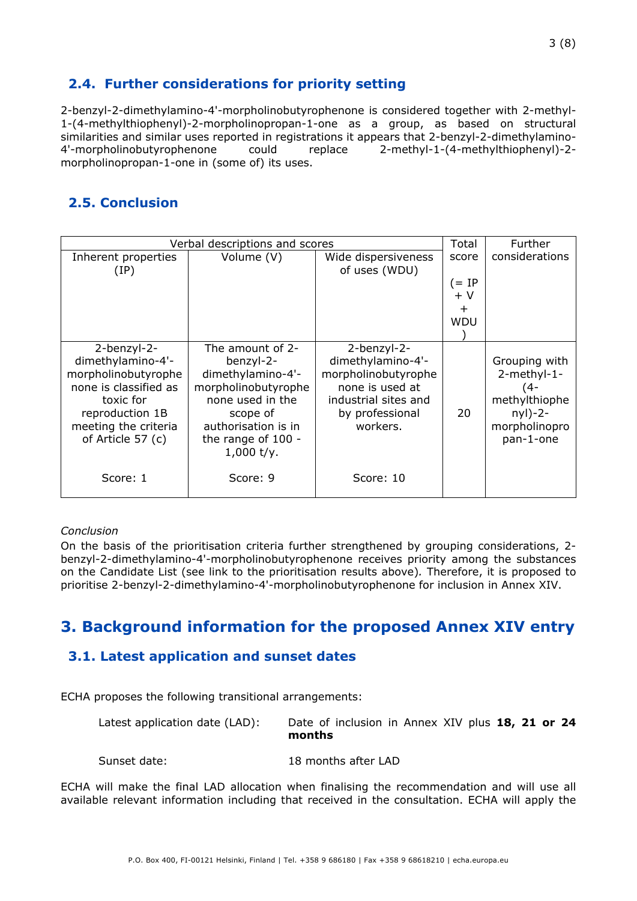## 2.4. Further considerations for priority setting

2-benzyl-2-dimethylamino-4'-morpholinobutyrophenone is considered together with 2-methyl-1-(4-methylthiophenyl)-2-morpholinopropan-1-one as a group, as based on structural similarities and similar uses reported in registrations it appears that 2-benzyl-2-dimethylamino-4'-morpholinobutyrophenone could replace 2-methyl-1-(4-methylthiophenyl)-2-morpholinopropan-1-one in (some of) its uses.

## 2.5. Conclusion

| Verbal descriptions and scores | | | Total score (= IP + V + WDU) | Further considerations |
|---|---|---|---|---|
| Inherent properties (IP) | Volume (V) | Wide dispersiveness of uses (WDU) | | |
| 2-benzyl-2-dimethylamino-4'-morpholinobutyrophenone is classified as toxic for reproduction 1B meeting the criteria of Article 57 (c)<br><br>Score: 1 | The amount of 2-benzyl-2-dimethylamino-4'-morpholinobutyrophenone used in the scope of authorisation is in the range of 100 - 1,000 t/y.<br><br>Score: 9 | 2-benzyl-2-dimethylamino-4'-morpholinobutyrophenone is used at industrial sites and by professional workers.<br><br>Score: 10 | 20 | Grouping with 2-methyl-1-(4-methylthiophenyl)-2-morpholinopropan-1-one |

*Conclusion*

On the basis of the prioritisation criteria further strengthened by grouping considerations, 2-benzyl-2-dimethylamino-4'-morpholinobutyrophenone receives priority among the substances on the Candidate List (see link to the prioritisation results above). Therefore, it is proposed to prioritise 2-benzyl-2-dimethylamino-4'-morpholinobutyrophenone for inclusion in Annex XIV.

# 3. Background information for the proposed Annex XIV entry

## 3.1. Latest application and sunset dates

ECHA proposes the following transitional arrangements:

Latest application date (LAD): Date of inclusion in Annex XIV plus **18, 21 or 24 months**

Sunset date: 18 months after LAD

ECHA will make the final LAD allocation when finalising the recommendation and will use all available relevant information including that received in the consultation. ECHA will apply the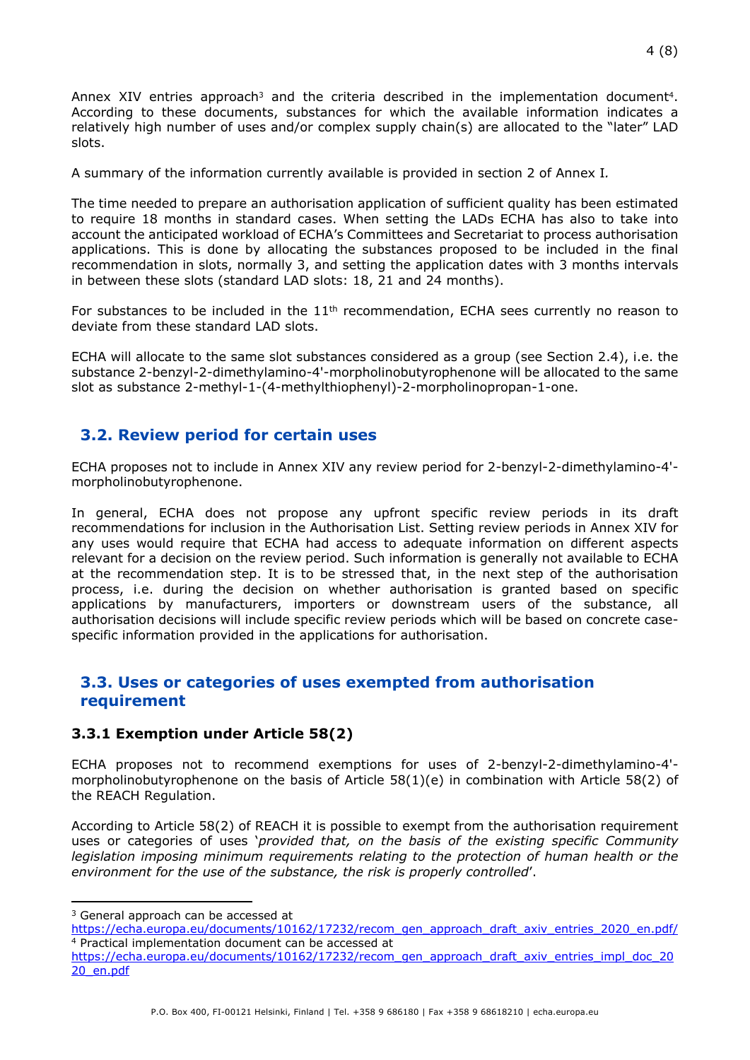Annex XIV entries approach[3] and the criteria described in the implementation document[4]. According to these documents, substances for which the available information indicates a relatively high number of uses and/or complex supply chain(s) are allocated to the "later" LAD slots.

A summary of the information currently available is provided in section 2 of Annex I.

The time needed to prepare an authorisation application of sufficient quality has been estimated to require 18 months in standard cases. When setting the LADs ECHA has also to take into account the anticipated workload of ECHA's Committees and Secretariat to process authorisation applications. This is done by allocating the substances proposed to be included in the final recommendation in slots, normally 3, and setting the application dates with 3 months intervals in between these slots (standard LAD slots: 18, 21 and 24 months).

For substances to be included in the 11th recommendation, ECHA sees currently no reason to deviate from these standard LAD slots.

ECHA will allocate to the same slot substances considered as a group (see Section 2.4), i.e. the substance 2-benzyl-2-dimethylamino-4'-morpholinobutyrophenone will be allocated to the same slot as substance 2-methyl-1-(4-methylthiophenyl)-2-morpholinopropan-1-one.

## 3.2. Review period for certain uses

ECHA proposes not to include in Annex XIV any review period for 2-benzyl-2-dimethylamino-4'-morpholinobutyrophenone.

In general, ECHA does not propose any upfront specific review periods in its draft recommendations for inclusion in the Authorisation List. Setting review periods in Annex XIV for any uses would require that ECHA had access to adequate information on different aspects relevant for a decision on the review period. Such information is generally not available to ECHA at the recommendation step. It is to be stressed that, in the next step of the authorisation process, i.e. during the decision on whether authorisation is granted based on specific applications by manufacturers, importers or downstream users of the substance, all authorisation decisions will include specific review periods which will be based on concrete case-specific information provided in the applications for authorisation.

## 3.3. Uses or categories of uses exempted from authorisation requirement

### 3.3.1 Exemption under Article 58(2)

ECHA proposes not to recommend exemptions for uses of 2-benzyl-2-dimethylamino-4'-morpholinobutyrophenone on the basis of Article 58(1)(e) in combination with Article 58(2) of the REACH Regulation.

According to Article 58(2) of REACH it is possible to exempt from the authorisation requirement uses or categories of uses '*provided that, on the basis of the existing specific Community legislation imposing minimum requirements relating to the protection of human health or the environment for the use of the substance, the risk is properly controlled*'.

---

[3] General approach can be accessed at https://echa.europa.eu/documents/10162/17232/recom_gen_approach_draft_axiv_entries_2020_en.pdf/

[4] Practical implementation document can be accessed at https://echa.europa.eu/documents/10162/17232/recom_gen_approach_draft_axiv_entries_impl_doc_2020_en.pdf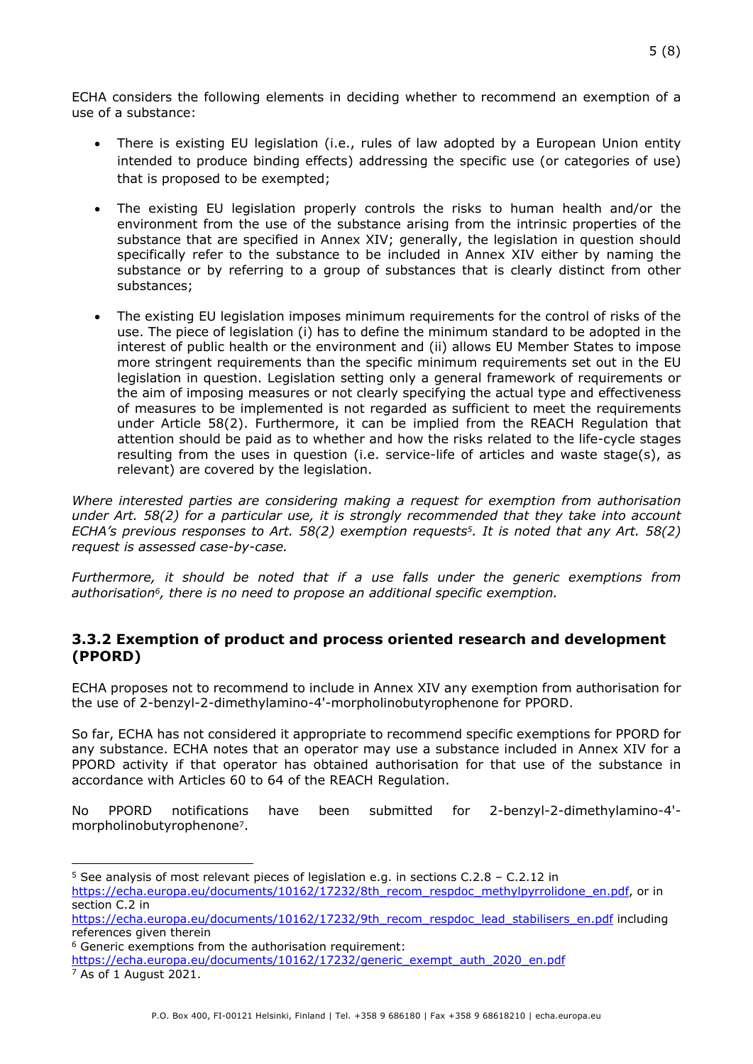ECHA considers the following elements in deciding whether to recommend an exemption of a use of a substance:

- There is existing EU legislation (i.e., rules of law adopted by a European Union entity intended to produce binding effects) addressing the specific use (or categories of use) that is proposed to be exempted;
- The existing EU legislation properly controls the risks to human health and/or the environment from the use of the substance arising from the intrinsic properties of the substance that are specified in Annex XIV; generally, the legislation in question should specifically refer to the substance to be included in Annex XIV either by naming the substance or by referring to a group of substances that is clearly distinct from other substances;
- The existing EU legislation imposes minimum requirements for the control of risks of the use. The piece of legislation (i) has to define the minimum standard to be adopted in the interest of public health or the environment and (ii) allows EU Member States to impose more stringent requirements than the specific minimum requirements set out in the EU legislation in question. Legislation setting only a general framework of requirements or the aim of imposing measures or not clearly specifying the actual type and effectiveness of measures to be implemented is not regarded as sufficient to meet the requirements under Article 58(2). Furthermore, it can be implied from the REACH Regulation that attention should be paid as to whether and how the risks related to the life-cycle stages resulting from the uses in question (i.e. service-life of articles and waste stage(s), as relevant) are covered by the legislation.

*Where interested parties are considering making a request for exemption from authorisation under Art. 58(2) for a particular use, it is strongly recommended that they take into account ECHA's previous responses to Art. 58(2) exemption requests[5]. It is noted that any Art. 58(2) request is assessed case-by-case.*

*Furthermore, it should be noted that if a use falls under the generic exemptions from authorisation[6], there is no need to propose an additional specific exemption.*

### 3.3.2 Exemption of product and process oriented research and development (PPORD)

ECHA proposes not to recommend to include in Annex XIV any exemption from authorisation for the use of 2-benzyl-2-dimethylamino-4'-morpholinobutyrophenone for PPORD.

So far, ECHA has not considered it appropriate to recommend specific exemptions for PPORD for any substance. ECHA notes that an operator may use a substance included in Annex XIV for a PPORD activity if that operator has obtained authorisation for that use of the substance in accordance with Articles 60 to 64 of the REACH Regulation.

No PPORD notifications have been submitted for 2-benzyl-2-dimethylamino-4'-morpholinobutyrophenone[7].

---

[5] See analysis of most relevant pieces of legislation e.g. in sections C.2.8 – C.2.12 in https://echa.europa.eu/documents/10162/17232/8th_recom_respdoc_methylpyrrolidone_en.pdf, or in section C.2 in https://echa.europa.eu/documents/10162/17232/9th_recom_respdoc_lead_stabilisers_en.pdf including references given therein

[6] Generic exemptions from the authorisation requirement: https://echa.europa.eu/documents/10162/17232/generic_exempt_auth_2020_en.pdf

[7] As of 1 August 2021.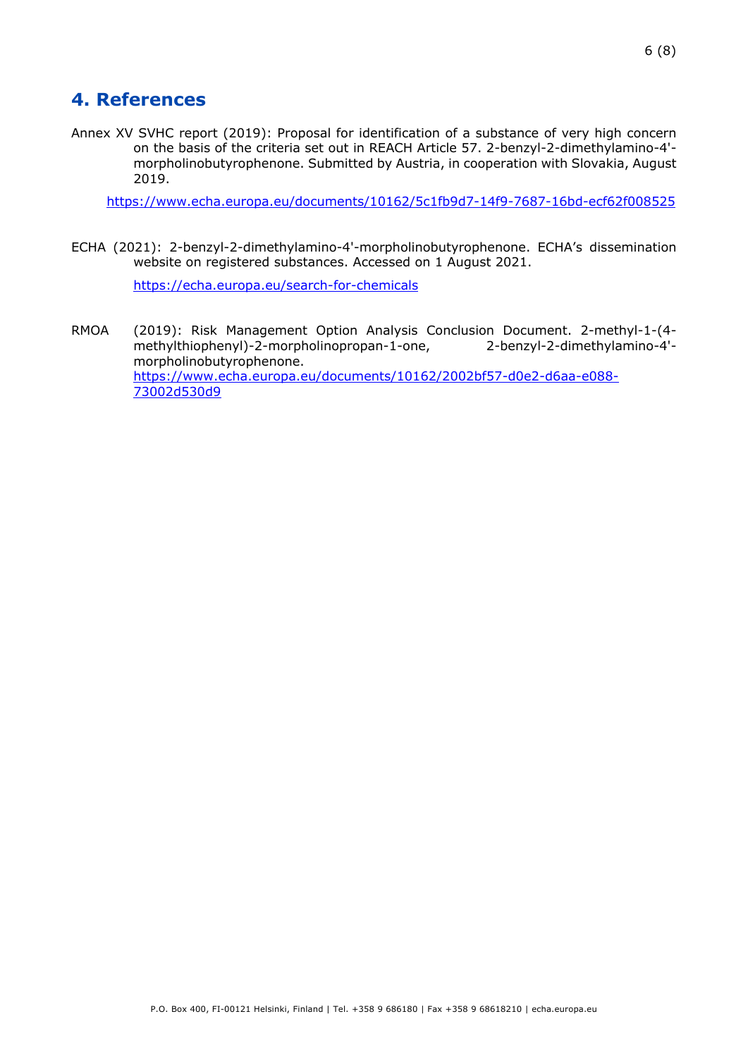## 4. References

Annex XV SVHC report (2019): Proposal for identification of a substance of very high concern on the basis of the criteria set out in REACH Article 57. 2-benzyl-2-dimethylamino-4'-morpholinobutyrophenone. Submitted by Austria, in cooperation with Slovakia, August 2019.

https://www.echa.europa.eu/documents/10162/5c1fb9d7-14f9-7687-16bd-ecf62f008525

ECHA (2021): 2-benzyl-2-dimethylamino-4'-morpholinobutyrophenone. ECHA's dissemination website on registered substances. Accessed on 1 August 2021.

https://echa.europa.eu/search-for-chemicals

RMOA (2019): Risk Management Option Analysis Conclusion Document. 2-methyl-1-(4-methylthiophenyl)-2-morpholinopropan-1-one, 2-benzyl-2-dimethylamino-4'-morpholinobutyrophenone. https://www.echa.europa.eu/documents/10162/2002bf57-d0e2-d6aa-e088-73002d530d9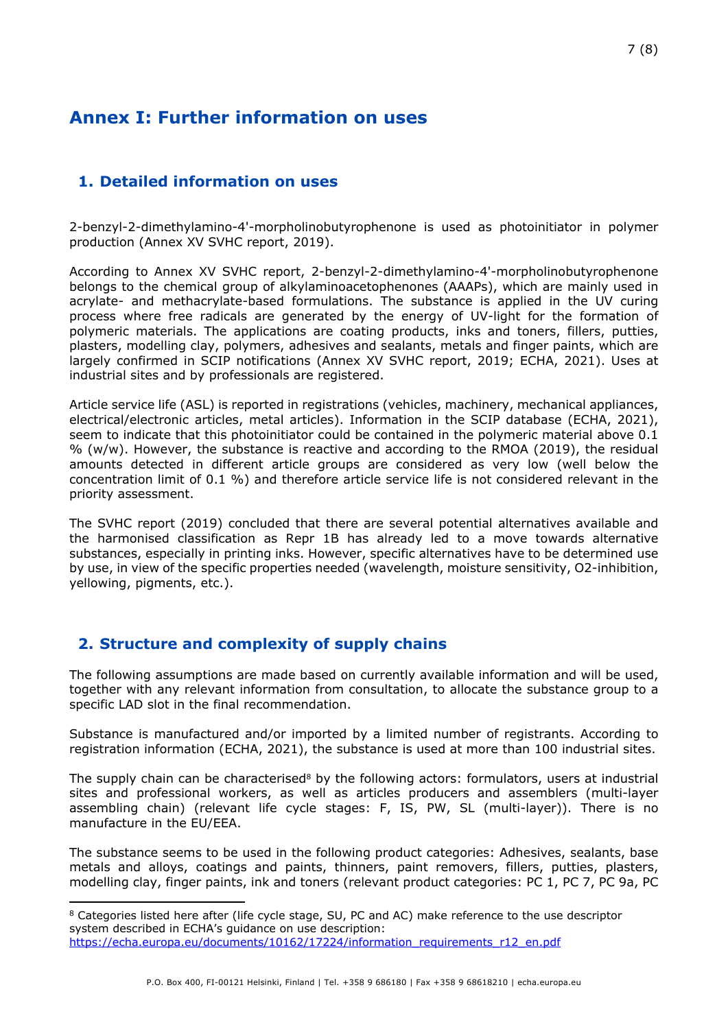# Annex I: Further information on uses

## 1. Detailed information on uses

2-benzyl-2-dimethylamino-4'-morpholinobutyrophenone is used as photoinitiator in polymer production (Annex XV SVHC report, 2019).

According to Annex XV SVHC report, 2-benzyl-2-dimethylamino-4'-morpholinobutyrophenone belongs to the chemical group of alkylaminoacetophenones (AAAPs), which are mainly used in acrylate- and methacrylate-based formulations. The substance is applied in the UV curing process where free radicals are generated by the energy of UV-light for the formation of polymeric materials. The applications are coating products, inks and toners, fillers, putties, plasters, modelling clay, polymers, adhesives and sealants, metals and finger paints, which are largely confirmed in SCIP notifications (Annex XV SVHC report, 2019; ECHA, 2021). Uses at industrial sites and by professionals are registered.

Article service life (ASL) is reported in registrations (vehicles, machinery, mechanical appliances, electrical/electronic articles, metal articles). Information in the SCIP database (ECHA, 2021), seem to indicate that this photoinitiator could be contained in the polymeric material above 0.1 % (w/w). However, the substance is reactive and according to the RMOA (2019), the residual amounts detected in different article groups are considered as very low (well below the concentration limit of 0.1 %) and therefore article service life is not considered relevant in the priority assessment.

The SVHC report (2019) concluded that there are several potential alternatives available and the harmonised classification as Repr 1B has already led to a move towards alternative substances, especially in printing inks. However, specific alternatives have to be determined use by use, in view of the specific properties needed (wavelength, moisture sensitivity, O2-inhibition, yellowing, pigments, etc.).

## 2. Structure and complexity of supply chains

The following assumptions are made based on currently available information and will be used, together with any relevant information from consultation, to allocate the substance group to a specific LAD slot in the final recommendation.

Substance is manufactured and/or imported by a limited number of registrants. According to registration information (ECHA, 2021), the substance is used at more than 100 industrial sites.

The supply chain can be characterised[8] by the following actors: formulators, users at industrial sites and professional workers, as well as articles producers and assemblers (multi-layer assembling chain) (relevant life cycle stages: F, IS, PW, SL (multi-layer)). There is no manufacture in the EU/EEA.

The substance seems to be used in the following product categories: Adhesives, sealants, base metals and alloys, coatings and paints, thinners, paint removers, fillers, putties, plasters, modelling clay, finger paints, ink and toners (relevant product categories: PC 1, PC 7, PC 9a, PC

[8] Categories listed here after (life cycle stage, SU, PC and AC) make reference to the use descriptor system described in ECHA's guidance on use description: https://echa.europa.eu/documents/10162/17224/information_requirements_r12_en.pdf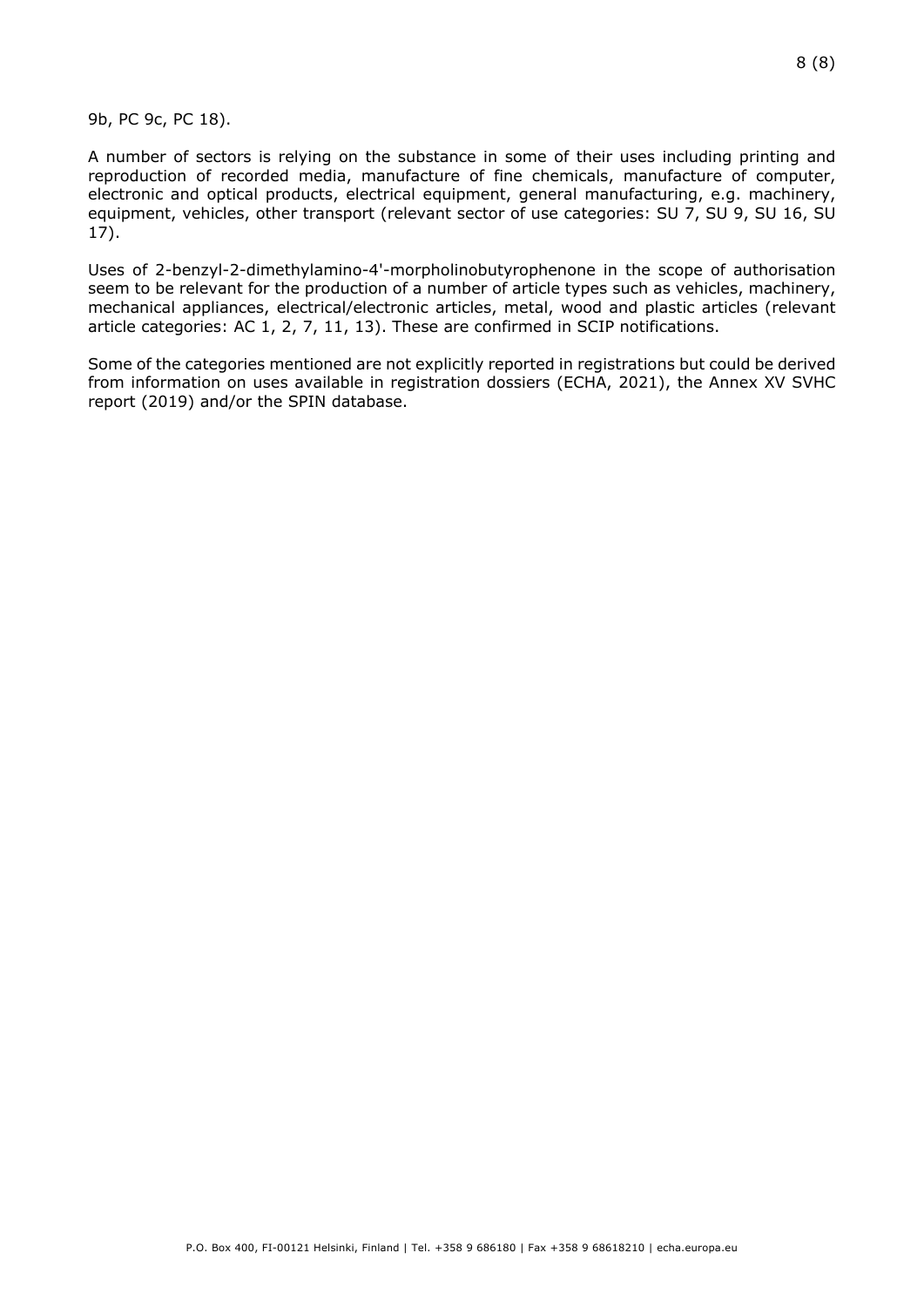9b, PC 9c, PC 18).

A number of sectors is relying on the substance in some of their uses including printing and reproduction of recorded media, manufacture of fine chemicals, manufacture of computer, electronic and optical products, electrical equipment, general manufacturing, e.g. machinery, equipment, vehicles, other transport (relevant sector of use categories: SU 7, SU 9, SU 16, SU 17).

Uses of 2-benzyl-2-dimethylamino-4'-morpholinobutyrophenone in the scope of authorisation seem to be relevant for the production of a number of article types such as vehicles, machinery, mechanical appliances, electrical/electronic articles, metal, wood and plastic articles (relevant article categories: AC 1, 2, 7, 11, 13). These are confirmed in SCIP notifications.

Some of the categories mentioned are not explicitly reported in registrations but could be derived from information on uses available in registration dossiers (ECHA, 2021), the Annex XV SVHC report (2019) and/or the SPIN database.